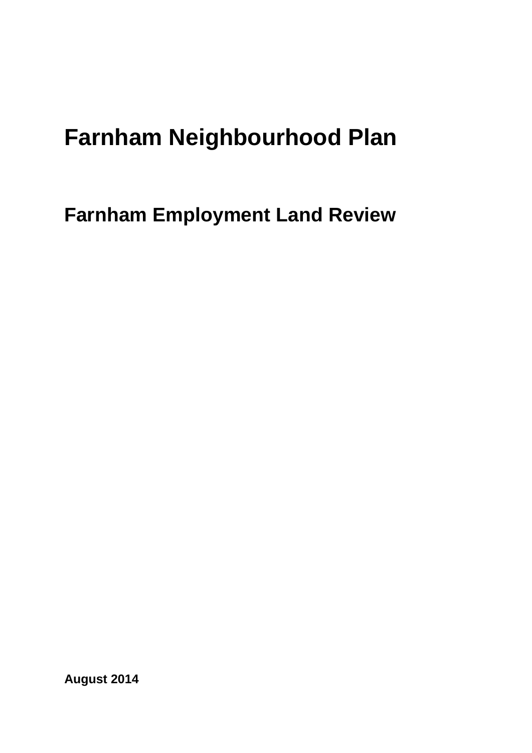# Farnham Neighbourhood Plan

## Farnham Employment Land Review

**August 2014**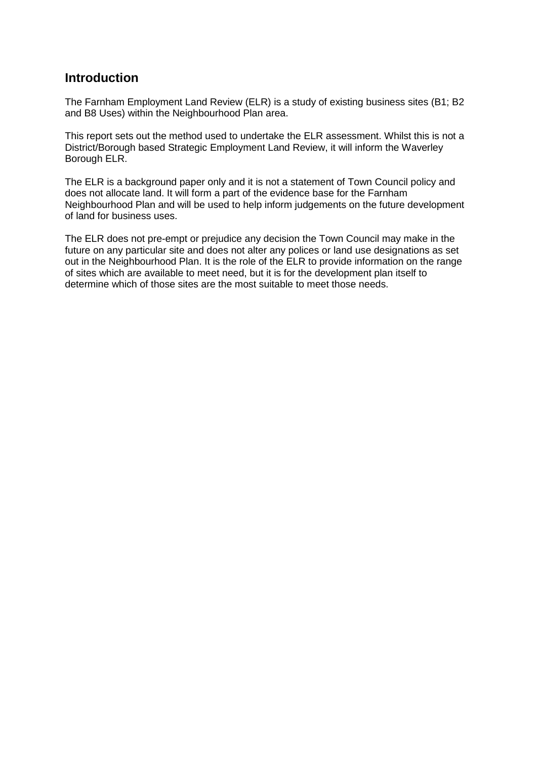## Introduction

The Farnham Employment Land Review (ELR) is a study of existing business sites (B1; B2 and B8 Uses) within the Neighbourhood Plan area.

This report sets out the method used to undertake the ELR assessment. Whilst this is not a District/Borough based Strategic Employment Land Review, it will inform the Waverley Borough ELR.

The ELR is a background paper only and it is not a statement of Town Council policy and does not allocate land. It will form a part of the evidence base for the Farnham Neighbourhood Plan and will be used to help inform judgements on the future development of land for business uses.

The ELR does not pre-empt or prejudice any decision the Town Council may make in the future on any particular site and does not alter any polices or land use designations as set out in the Neighbourhood Plan. It is the role of the ELR to provide information on the range of sites which are available to meet need, but it is for the development plan itself to determine which of those sites are the most suitable to meet those needs.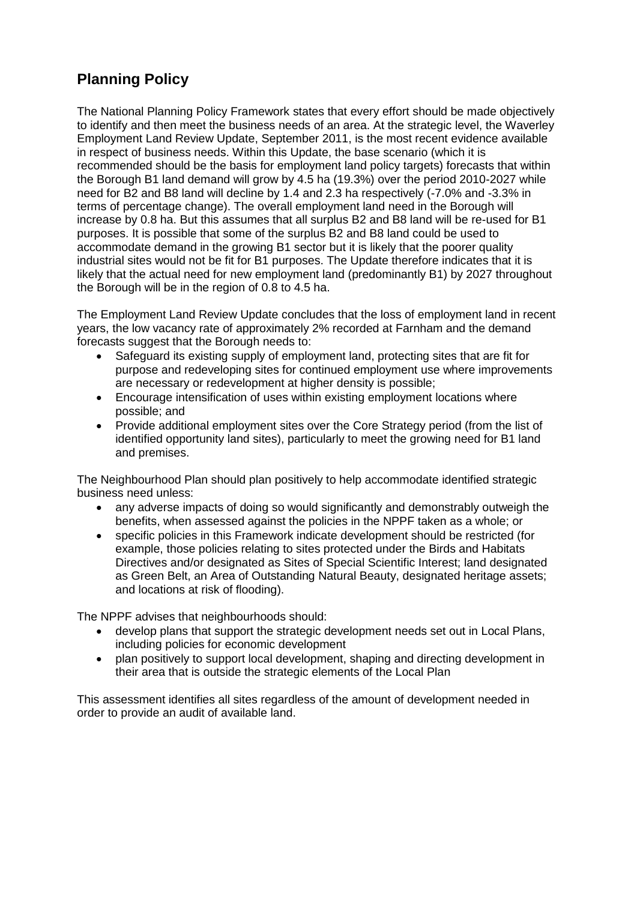## Planning Policy

The National Planning Policy Framework states that every effort should be made objectively to identify and then meet the business needs of an area. At the strategic level, the Waverley Employment Land Review Update, September 2011, is the most recent evidence available in respect of business needs. Within this Update, the base scenario (which it is recommended should be the basis for employment land policy targets) forecasts that within the Borough B1 land demand will grow by 4.5 ha (19.3%) over the period 2010-2027 while need for B2 and B8 land will decline by 1.4 and 2.3 ha respectively (-7.0% and -3.3% in terms of percentage change). The overall employment land need in the Borough will increase by 0.8 ha. But this assumes that all surplus B2 and B8 land will be re-used for B1 purposes. It is possible that some of the surplus B2 and B8 land could be used to accommodate demand in the growing B1 sector but it is likely that the poorer quality industrial sites would not be fit for B1 purposes. The Update therefore indicates that it is likely that the actual need for new employment land (predominantly B1) by 2027 throughout the Borough will be in the region of 0.8 to 4.5 ha.

The Employment Land Review Update concludes that the loss of employment land in recent years, the low vacancy rate of approximately 2% recorded at Farnham and the demand forecasts suggest that the Borough needs to:

- Safeguard its existing supply of employment land, protecting sites that are fit for purpose and redeveloping sites for continued employment use where improvements are necessary or redevelopment at higher density is possible;
- Encourage intensification of uses within existing employment locations where possible; and
- Provide additional employment sites over the Core Strategy period (from the list of identified opportunity land sites), particularly to meet the growing need for B1 land and premises.

The Neighbourhood Plan should plan positively to help accommodate identified strategic business need unless:

- any adverse impacts of doing so would significantly and demonstrably outweigh the benefits, when assessed against the policies in the NPPF taken as a whole; or
- specific policies in this Framework indicate development should be restricted (for example, those policies relating to sites protected under the Birds and Habitats Directives and/or designated as Sites of Special Scientific Interest; land designated as Green Belt, an Area of Outstanding Natural Beauty, designated heritage assets; and locations at risk of flooding).

The NPPF advises that neighbourhoods should:

- develop plans that support the strategic development needs set out in Local Plans, including policies for economic development
- plan positively to support local development, shaping and directing development in their area that is outside the strategic elements of the Local Plan

This assessment identifies all sites regardless of the amount of development needed in order to provide an audit of available land.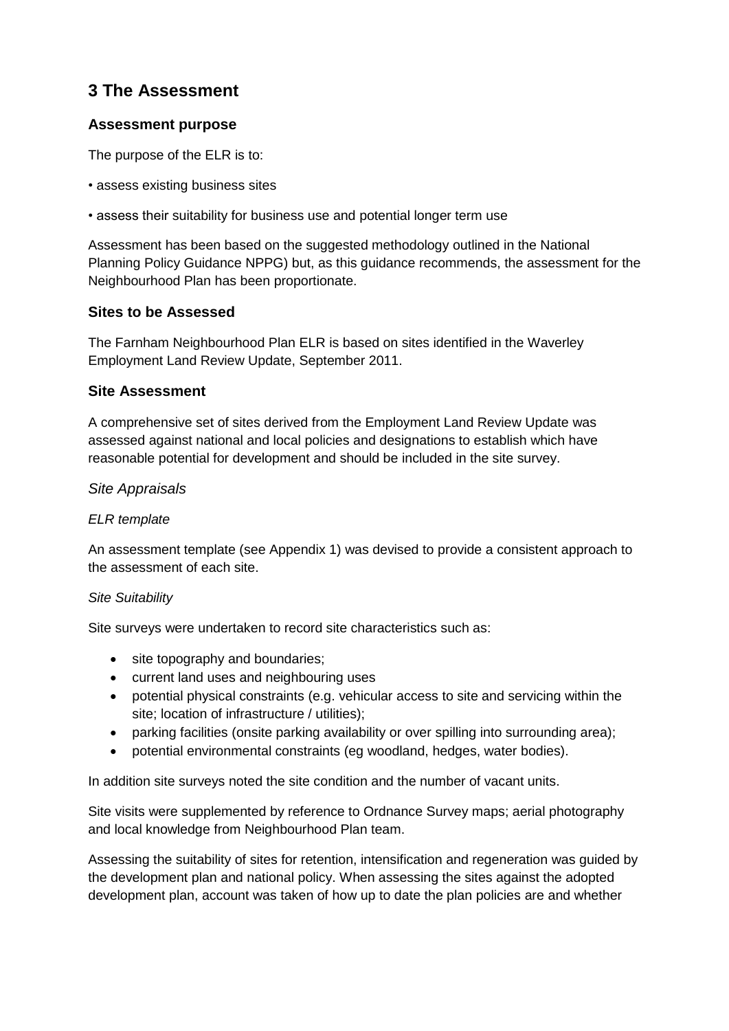## 3 The Assessment

### Assessment purpose

The purpose of the ELR is to:

• assess existing business sites

• assess their suitability for business use and potential longer term use

Assessment has been based on the suggested methodology outlined in the National Planning Policy Guidance NPPG) but, as this guidance recommends, the assessment for the Neighbourhood Plan has been proportionate.

### Sites to be Assessed

The Farnham Neighbourhood Plan ELR is based on sites identified in the Waverley Employment Land Review Update, September 2011.

### Site Assessment

A comprehensive set of sites derived from the Employment Land Review Update was assessed against national and local policies and designations to establish which have reasonable potential for development and should be included in the site survey.

#### *Site Appraisals*

*ELR template*

An assessment template (see Appendix 1) was devised to provide a consistent approach to the assessment of each site.

*Site Suitability*

Site surveys were undertaken to record site characteristics such as:

- site topography and boundaries;
- current land uses and neighbouring uses
- potential physical constraints (e.g. vehicular access to site and servicing within the site; location of infrastructure / utilities);
- parking facilities (onsite parking availability or over spilling into surrounding area);
- potential environmental constraints (eg woodland, hedges, water bodies).

In addition site surveys noted the site condition and the number of vacant units.

Site visits were supplemented by reference to Ordnance Survey maps; aerial photography and local knowledge from Neighbourhood Plan team.

Assessing the suitability of sites for retention, intensification and regeneration was guided by the development plan and national policy. When assessing the sites against the adopted development plan, account was taken of how up to date the plan policies are and whether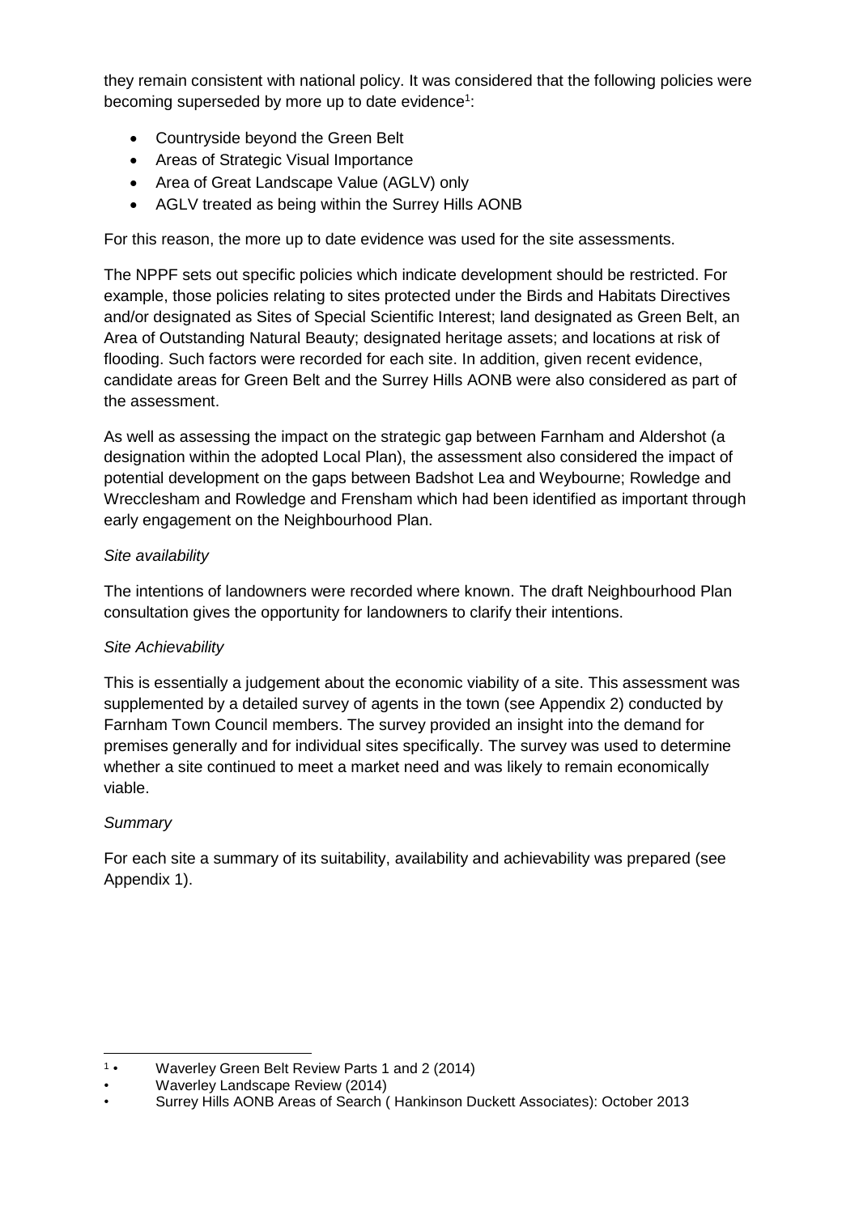they remain consistent with national policy. It was considered that the following policies were becoming superseded by more up to date evidence[1]:

- Countryside beyond the Green Belt
- Areas of Strategic Visual Importance
- Area of Great Landscape Value (AGLV) only
- AGLV treated as being within the Surrey Hills AONB

For this reason, the more up to date evidence was used for the site assessments.

The NPPF sets out specific policies which indicate development should be restricted. For example, those policies relating to sites protected under the Birds and Habitats Directives and/or designated as Sites of Special Scientific Interest; land designated as Green Belt, an Area of Outstanding Natural Beauty; designated heritage assets; and locations at risk of flooding. Such factors were recorded for each site. In addition, given recent evidence, candidate areas for Green Belt and the Surrey Hills AONB were also considered as part of the assessment.

As well as assessing the impact on the strategic gap between Farnham and Aldershot (a designation within the adopted Local Plan), the assessment also considered the impact of potential development on the gaps between Badshot Lea and Weybourne; Rowledge and Wrecclesham and Rowledge and Frensham which had been identified as important through early engagement on the Neighbourhood Plan.

*Site availability*

The intentions of landowners were recorded where known. The draft Neighbourhood Plan consultation gives the opportunity for landowners to clarify their intentions.

*Site Achievability*

This is essentially a judgement about the economic viability of a site. This assessment was supplemented by a detailed survey of agents in the town (see Appendix 2) conducted by Farnham Town Council members. The survey provided an insight into the demand for premises generally and for individual sites specifically. The survey was used to determine whether a site continued to meet a market need and was likely to remain economically viable.

*Summary*

For each site a summary of its suitability, availability and achievability was prepared (see Appendix 1).

---

[1]
- Waverley Green Belt Review Parts 1 and 2 (2014)
- Waverley Landscape Review (2014)
- Surrey Hills AONB Areas of Search ( Hankinson Duckett Associates): October 2013